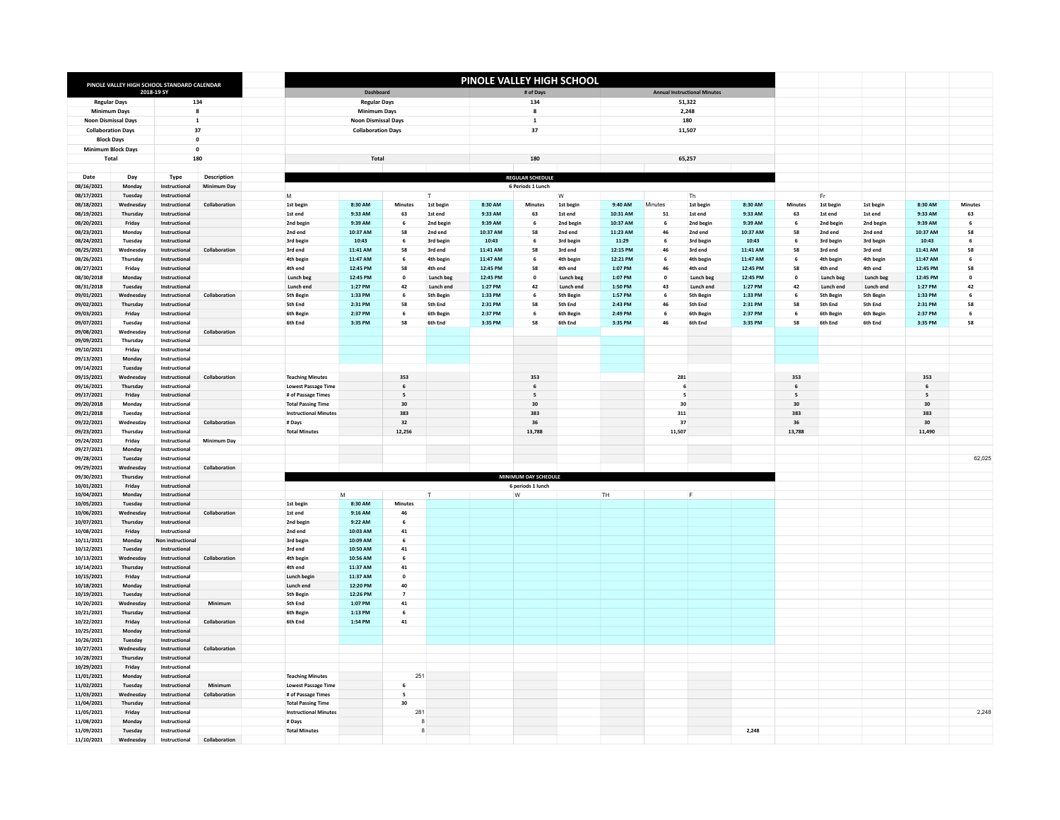## PINOLE VALLEY HIGH SCHOOL STANDARD CALENDAR 2018-19 SY

| | |
|---|---|
| Regular Days | 134 |
| Minimum Days | 8 |
| Noon Dismissal Days | 1 |
| Collaboration Days | 37 |
| Block Days | 0 |
| Minimum Block Days | 0 |
| Total | 180 |

| Date | Day | Type | Description |
|---|---|---|---|
| 08/16/2021 | Monday | Instructional | Minimum Day |
| 08/17/2021 | Tuesday | Instructional | |
| 08/18/2021 | Wednesday | Instructional | Collaboration |
| 08/19/2021 | Thursday | Instructional | |
| 08/20/2021 | Friday | Instructional | |
| 08/23/2021 | Monday | Instructional | |
| 08/24/2021 | Tuesday | Instructional | |
| 08/25/2021 | Wednesday | Instructional | Collaboration |
| 08/26/2021 | Thursday | Instructional | |
| 08/27/2021 | Friday | Instructional | |
| 08/30/2018 | Monday | Instructional | |
| 08/31/2018 | Tuesday | Instructional | |
| 09/01/2021 | Wednesday | Instructional | Collaboration |
| 09/02/2021 | Thursday | Instructional | |
| 09/03/2021 | Friday | Instructional | |
| 09/07/2021 | Tuesday | Instructional | |
| 09/08/2021 | Wednesday | Instructional | Collaboration |
| 09/09/2021 | Thursday | Instructional | |
| 09/10/2021 | Friday | Instructional | |
| 09/13/2021 | Monday | Instructional | |
| 09/14/2021 | Tuesday | Instructional | |
| 09/15/2021 | Wednesday | Instructional | Collaboration |
| 09/16/2021 | Thursday | Instructional | |
| 09/17/2021 | Friday | Instructional | |
| 09/20/2018 | Monday | Instructional | |
| 09/21/2018 | Tuesday | Instructional | |
| 09/22/2021 | Wednesday | Instructional | Collaboration |
| 09/23/2021 | Thursday | Instructional | |
| 09/24/2021 | Friday | Instructional | Minimum Day |
| 09/27/2021 | Monday | Instructional | |
| 09/28/2021 | Tuesday | Instructional | |
| 09/29/2021 | Wednesday | Instructional | Collaboration |
| 09/30/2021 | Thursday | Instructional | |
| 10/01/2021 | Friday | Instructional | |
| 10/04/2021 | Monday | Instructional | |
| 10/05/2021 | Tuesday | Instructional | |
| 10/06/2021 | Wednesday | Instructional | Collaboration |
| 10/07/2021 | Thursday | Instructional | |
| 10/08/2021 | Friday | Instructional | |
| 10/11/2021 | Monday | Non instructional | |
| 10/12/2021 | Tuesday | Instructional | |
| 10/13/2021 | Wednesday | Instructional | Collaboration |
| 10/14/2021 | Thursday | Instructional | |
| 10/15/2021 | Friday | Instructional | |
| 10/18/2021 | Monday | Instructional | |
| 10/19/2021 | Tuesday | Instructional | |
| 10/20/2021 | Wednesday | Instructional | Minimum |
| 10/21/2021 | Thursday | Instructional | |
| 10/22/2021 | Friday | Instructional | Collaboration |
| 10/25/2021 | Monday | Instructional | |
| 10/26/2021 | Tuesday | Instructional | |
| 10/27/2021 | Wednesday | Instructional | Collaboration |
| 10/28/2021 | Thursday | Instructional | |
| 10/29/2021 | Friday | Instructional | |
| 11/01/2021 | Monday | Instructional | |
| 11/02/2021 | Tuesday | Instructional | Minimum |
| 11/03/2021 | Wednesday | Instructional | Collaboration |
| 11/04/2021 | Thursday | Instructional | |
| 11/05/2021 | Friday | Instructional | |
| 11/08/2021 | Monday | Instructional | |
| 11/09/2021 | Tuesday | Instructional | |
| 11/10/2021 | Wednesday | Instructional | Collaboration |

# PINOLE VALLEY HIGH SCHOOL

| Dashboard | # of Days | Annual Instructional Minutes |
|---|---|---|
| Regular Days | 134 | 51,322 |
| Minimum Days | 8 | 2,248 |
| Noon Dismissal Days | 1 | 180 |
| Collaboration Days | 37 | 11,507 |
| Total | 180 | 65,257 |

## REGULAR SCHEDULE

6 Periods 1 Lunch

| M | | Minutes | T | | Minutes | W | | Minutes | Th | | Minutes | Fr | | | Minutes |
|---|---|---|---|---|---|---|---|---|---|---|---|---|---|---|---|
| 1st begin | 8:30 AM | | 1st begin | 8:30 AM | | 1st begin | 9:40 AM | | 1st begin | 8:30 AM | | 1st begin | 1st begin | 8:30 AM | |
| 1st end | 9:33 AM | 63 | 1st end | 9:33 AM | 63 | 1st end | 10:31 AM | 51 | 1st end | 9:33 AM | 63 | 1st end | 1st end | 9:33 AM | 63 |
| 2nd begin | 9:39 AM | 6 | 2nd begin | 9:39 AM | 6 | 2nd begin | 10:37 AM | 6 | 2nd begin | 9:39 AM | 6 | 2nd begin | 2nd begin | 9:39 AM | 6 |
| 2nd end | 10:37 AM | 58 | 2nd end | 10:37 AM | 58 | 2nd end | 11:23 AM | 46 | 2nd end | 10:37 AM | 58 | 2nd end | 2nd end | 10:37 AM | 58 |
| 3rd begin | 10:43 | 6 | 3rd begin | 10:43 | 6 | 3rd begin | 11:29 | 6 | 3rd begin | 10:43 | 6 | 3rd begin | 3rd begin | 10:43 | 6 |
| 3rd end | 11:41 AM | 58 | 3rd end | 11:41 AM | 58 | 3rd end | 12:15 PM | 46 | 3rd end | 11:41 AM | 58 | 3rd end | 3rd end | 11:41 AM | 58 |
| 4th begin | 11:47 AM | 6 | 4th begin | 11:47 AM | 6 | 4th begin | 12:21 PM | 6 | 4th begin | 11:47 AM | 6 | 4th begin | 4th begin | 11:47 AM | 6 |
| 4th end | 12:45 PM | 58 | 4th end | 12:45 PM | 58 | 4th end | 1:07 PM | 46 | 4th end | 12:45 PM | 58 | 4th end | 4th end | 12:45 PM | 58 |
| Lunch beg | 12:45 PM | 0 | Lunch beg | 12:45 PM | 0 | Lunch beg | 1:07 PM | 0 | Lunch beg | 12:45 PM | 0 | Lunch beg | Lunch beg | 12:45 PM | 0 |
| Lunch end | 1:27 PM | 42 | Lunch end | 1:27 PM | 42 | Lunch end | 1:50 PM | 43 | Lunch end | 1:27 PM | 42 | Lunch end | Lunch end | 1:27 PM | 42 |
| 5th Begin | 1:33 PM | 6 | 5th Begin | 1:33 PM | 6 | 5th Begin | 1:57 PM | 6 | 5th Begin | 1:33 PM | 6 | 5th Begin | 5th Begin | 1:33 PM | 6 |
| 5th End | 2:31 PM | 58 | 5th End | 2:31 PM | 58 | 5th End | 2:43 PM | 46 | 5th End | 2:31 PM | 58 | 5th End | 5th End | 2:31 PM | 58 |
| 6th Begin | 2:37 PM | 6 | 6th Begin | 2:37 PM | 6 | 6th Begin | 2:49 PM | 6 | 6th Begin | 2:37 PM | 6 | 6th Begin | 6th Begin | 2:37 PM | 6 |
| 6th End | 3:35 PM | 58 | 6th End | 3:35 PM | 58 | 6th End | 3:35 PM | 46 | 6th End | 3:35 PM | 58 | 6th End | 6th End | 3:35 PM | 58 |

| | M | T | W | Th | Fr |
|---|---|---|---|---|---|
| Teaching Minutes | 353 | 353 | 281 | 353 | 353 |
| Lowest Passage Time | 6 | 6 | 6 | 6 | 6 |
| # of Passage Times | 5 | 5 | 5 | 5 | 5 |
| Total Passing Time | 30 | 30 | 30 | 30 | 30 |
| Instructional Minutes | 383 | 383 | 311 | 383 | 383 |
| # Days | 32 | 36 | 37 | 36 | 30 |
| Total Minutes | 12,256 | 13,788 | 11,507 | 13,788 | 11,490 |

62,025

## MINIMUM DAY SCHEDULE

6 periods 1 lunch

| M | | Minutes |
|---|---|---|
| 1st begin | 8:30 AM | |
| 1st end | 9:16 AM | 46 |
| 2nd begin | 9:22 AM | 6 |
| 2nd end | 10:03 AM | 41 |
| 3rd begin | 10:09 AM | 6 |
| 3rd end | 10:50 AM | 41 |
| 4th begin | 10:56 AM | 6 |
| 4th end | 11:37 AM | 41 |
| Lunch begin | 11:37 AM | 0 |
| Lunch end | 12:20 PM | 40 |
| 5th Begin | 12:26 PM | 7 |
| 5th End | 1:07 PM | 41 |
| 6th Begin | 1:13 PM | 6 |
| 6th End | 1:54 PM | 41 |

| | |
|---|---|
| Teaching Minutes | 251 |
| Lowest Passage Time | 6 |
| # of Passage Times | 5 |
| Total Passing Time | 30 |
| Instructional Minutes | 281 |
| # Days | 8 |
| Total Minutes | 8 |

2,248

2,248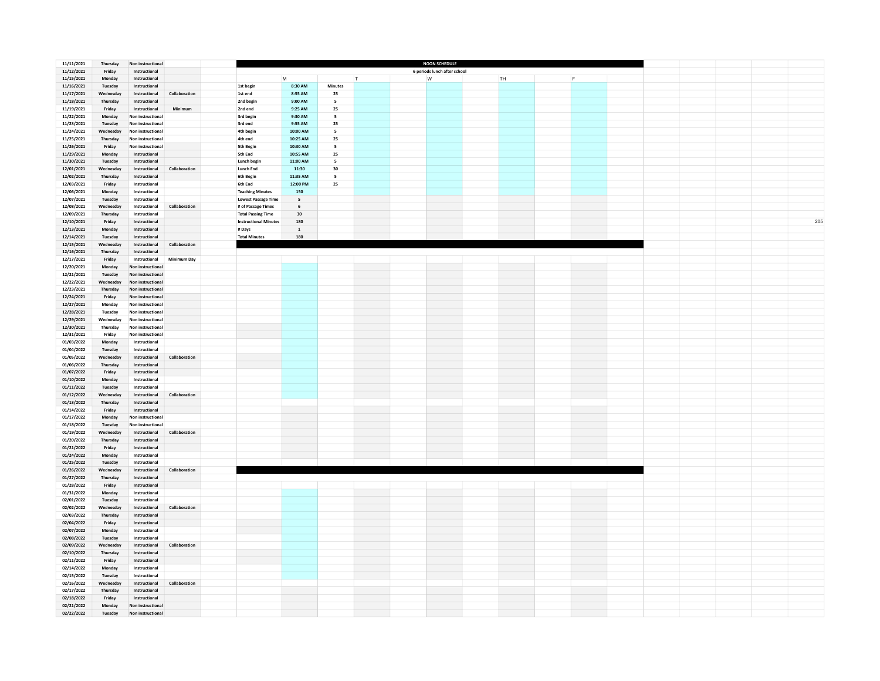| Date | Day | Type | Note |
|---|---|---|---|
| 11/11/2021 | Thursday | Non instructional | |
| 11/12/2021 | Friday | Instructional | |
| 11/15/2021 | Monday | Instructional | |
| 11/16/2021 | Tuesday | Instructional | |
| 11/17/2021 | Wednesday | Instructional | Collaboration |
| 11/18/2021 | Thursday | Instructional | |
| 11/19/2021 | Friday | Instructional | Minimum |
| 11/22/2021 | Monday | Non instructional | |
| 11/23/2021 | Tuesday | Non instructional | |
| 11/24/2021 | Wednesday | Non instructional | |
| 11/25/2021 | Thursday | Non instructional | |
| 11/26/2021 | Friday | Non instructional | |
| 11/29/2021 | Monday | Instructional | |
| 11/30/2021 | Tuesday | Instructional | |
| 12/01/2021 | Wednesday | Instructional | Collaboration |
| 12/02/2021 | Thursday | Instructional | |
| 12/03/2021 | Friday | Instructional | |
| 12/06/2021 | Monday | Instructional | |
| 12/07/2021 | Tuesday | Instructional | |
| 12/08/2021 | Wednesday | Instructional | Collaboration |
| 12/09/2021 | Thursday | Instructional | |
| 12/10/2021 | Friday | Instructional | |
| 12/13/2021 | Monday | Instructional | |
| 12/14/2021 | Tuesday | Instructional | |
| 12/15/2021 | Wednesday | Instructional | Collaboration |
| 12/16/2021 | Thursday | Instructional | |
| 12/17/2021 | Friday | Instructional | Minimum Day |
| 12/20/2021 | Monday | Non instructional | |
| 12/21/2021 | Tuesday | Non instructional | |
| 12/22/2021 | Wednesday | Non instructional | |
| 12/23/2021 | Thursday | Non instructional | |
| 12/24/2021 | Friday | Non instructional | |
| 12/27/2021 | Monday | Non instructional | |
| 12/28/2021 | Tuesday | Non instructional | |
| 12/29/2021 | Wednesday | Non instructional | |
| 12/30/2021 | Thursday | Non instructional | |
| 12/31/2021 | Friday | Non instructional | |
| 01/03/2022 | Monday | Instructional | |
| 01/04/2022 | Tuesday | Instructional | |
| 01/05/2022 | Wednesday | Instructional | Collaboration |
| 01/06/2022 | Thursday | Instructional | |
| 01/07/2022 | Friday | Instructional | |
| 01/10/2022 | Monday | Instructional | |
| 01/11/2022 | Tuesday | Instructional | |
| 01/12/2022 | Wednesday | Instructional | Collaboration |
| 01/13/2022 | Thursday | Instructional | |
| 01/14/2022 | Friday | Instructional | |
| 01/17/2022 | Monday | Non instructional | |
| 01/18/2022 | Tuesday | Non instructional | |
| 01/19/2022 | Wednesday | Instructional | Collaboration |
| 01/20/2022 | Thursday | Instructional | |
| 01/21/2022 | Friday | Instructional | |
| 01/24/2022 | Monday | Instructional | |
| 01/25/2022 | Tuesday | Instructional | |
| 01/26/2022 | Wednesday | Instructional | Collaboration |
| 01/27/2022 | Thursday | Instructional | |
| 01/28/2022 | Friday | Instructional | |
| 01/31/2022 | Monday | Instructional | |
| 02/01/2022 | Tuesday | Instructional | |
| 02/02/2022 | Wednesday | Instructional | Collaboration |
| 02/03/2022 | Thursday | Instructional | |
| 02/04/2022 | Friday | Instructional | |
| 02/07/2022 | Monday | Instructional | |
| 02/08/2022 | Tuesday | Instructional | |
| 02/09/2022 | Wednesday | Instructional | Collaboration |
| 02/10/2022 | Thursday | Instructional | |
| 02/11/2022 | Friday | Instructional | |
| 02/14/2022 | Monday | Instructional | |
| 02/15/2022 | Tuesday | Instructional | |
| 02/16/2022 | Wednesday | Instructional | Collaboration |
| 02/17/2022 | Thursday | Instructional | |
| 02/18/2022 | Friday | Instructional | |
| 02/21/2022 | Monday | Non instructional | |
| 02/22/2022 | Tuesday | Non instructional | |

**NOON SCHEDULE**

6 periods lunch after school

| | M | Minutes | T | | W | | TH | | F | |
|---|---|---|---|---|---|---|---|---|---|---|
| 1st begin | 8:30 AM | Minutes | | | | | | | | |
| 1st end | 8:55 AM | 25 | | | | | | | | |
| 2nd begin | 9:00 AM | 5 | | | | | | | | |
| 2nd end | 9:25 AM | 25 | | | | | | | | |
| 3rd begin | 9:30 AM | 5 | | | | | | | | |
| 3rd end | 9:55 AM | 25 | | | | | | | | |
| 4th begin | 10:00 AM | 5 | | | | | | | | |
| 4th end | 10:25 AM | 25 | | | | | | | | |
| 5th Begin | 10:30 AM | 5 | | | | | | | | |
| 5th End | 10:55 AM | 25 | | | | | | | | |
| Lunch begin | 11:00 AM | 5 | | | | | | | | |
| Lunch End | 11:30 | 30 | | | | | | | | |
| 6th Begin | 11:35 AM | 5 | | | | | | | | |
| 6th End | 12:00 PM | 25 | | | | | | | | |
| Teaching Minutes | 150 | | | | | | | | | |
| Lowest Passage Time | 5 | | | | | | | | | |
| # of Passage Times | 6 | | | | | | | | | |
| Total Passing Time | 30 | | | | | | | | | |
| Instructional Minutes | 180 | | | | | | | | | |
| # Days | 1 | | | | | | | | | |
| Total Minutes | 180 | | | | | | | | | |

205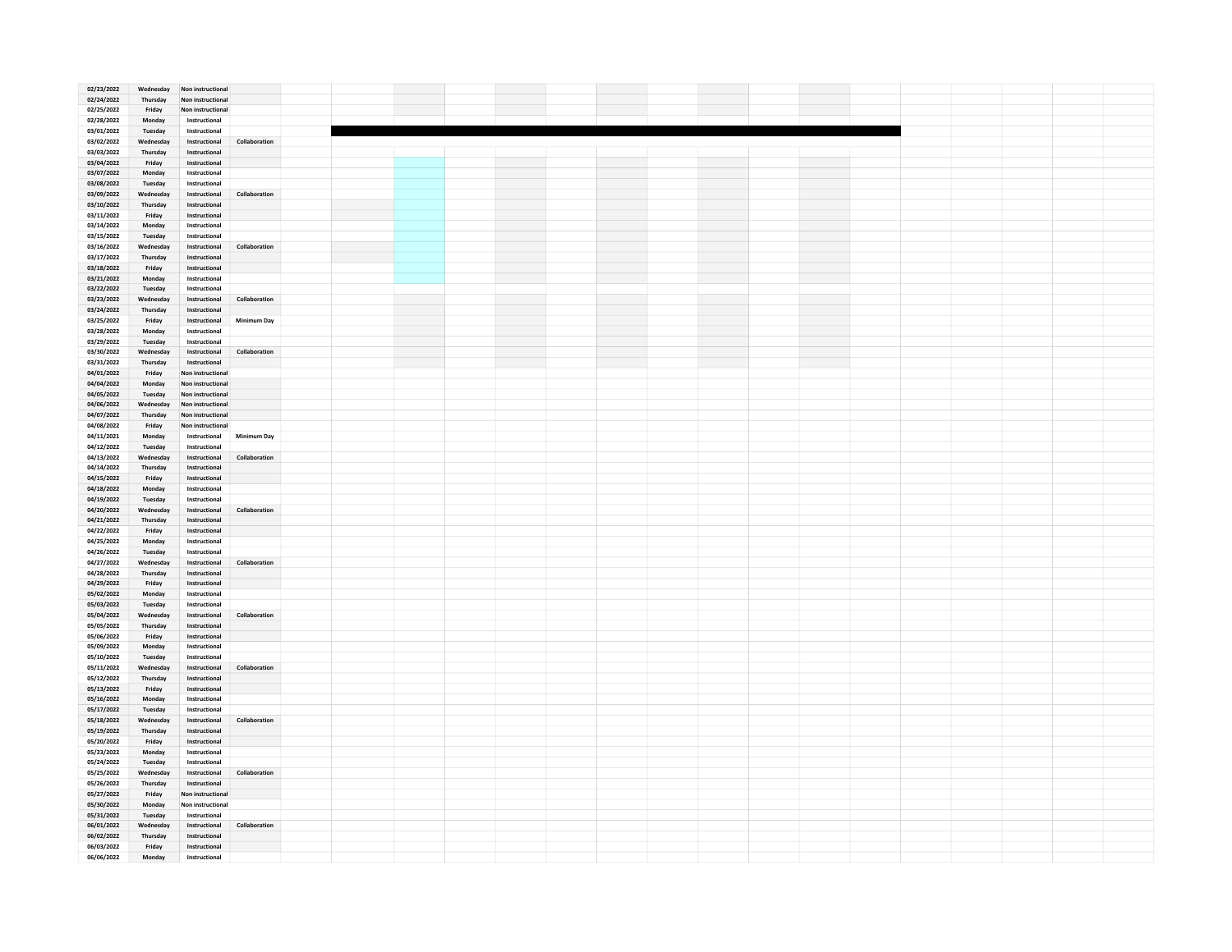| | | | |
|---|---|---|---|
| 02/23/2022 | Wednesday | Non instructional | |
| 02/24/2022 | Thursday | Non instructional | |
| 02/25/2022 | Friday | Non instructional | |
| 02/28/2022 | Monday | Instructional | |
| 03/01/2022 | Tuesday | Instructional | |
| 03/02/2022 | Wednesday | Instructional | Collaboration |
| 03/03/2022 | Thursday | Instructional | |
| 03/04/2022 | Friday | Instructional | |
| 03/07/2022 | Monday | Instructional | |
| 03/08/2022 | Tuesday | Instructional | |
| 03/09/2022 | Wednesday | Instructional | Collaboration |
| 03/10/2022 | Thursday | Instructional | |
| 03/11/2022 | Friday | Instructional | |
| 03/14/2022 | Monday | Instructional | |
| 03/15/2022 | Tuesday | Instructional | |
| 03/16/2022 | Wednesday | Instructional | Collaboration |
| 03/17/2022 | Thursday | Instructional | |
| 03/18/2022 | Friday | Instructional | |
| 03/21/2022 | Monday | Instructional | |
| 03/22/2022 | Tuesday | Instructional | |
| 03/23/2022 | Wednesday | Instructional | Collaboration |
| 03/24/2022 | Thursday | Instructional | |
| 03/25/2022 | Friday | Instructional | Minimum Day |
| 03/28/2022 | Monday | Instructional | |
| 03/29/2022 | Tuesday | Instructional | |
| 03/30/2022 | Wednesday | Instructional | Collaboration |
| 03/31/2022 | Thursday | Instructional | |
| 04/01/2022 | Friday | Non instructional | |
| 04/04/2022 | Monday | Non instructional | |
| 04/05/2022 | Tuesday | Non instructional | |
| 04/06/2022 | Wednesday | Non instructional | |
| 04/07/2022 | Thursday | Non instructional | |
| 04/08/2022 | Friday | Non instructional | |
| 04/11/2021 | Monday | Instructional | Minimum Day |
| 04/12/2022 | Tuesday | Instructional | |
| 04/13/2022 | Wednesday | Instructional | Collaboration |
| 04/14/2022 | Thursday | Instructional | |
| 04/15/2022 | Friday | Instructional | |
| 04/18/2022 | Monday | Instructional | |
| 04/19/2022 | Tuesday | Instructional | |
| 04/20/2022 | Wednesday | Instructional | Collaboration |
| 04/21/2022 | Thursday | Instructional | |
| 04/22/2022 | Friday | Instructional | |
| 04/25/2022 | Monday | Instructional | |
| 04/26/2022 | Tuesday | Instructional | |
| 04/27/2022 | Wednesday | Instructional | Collaboration |
| 04/28/2022 | Thursday | Instructional | |
| 04/29/2022 | Friday | Instructional | |
| 05/02/2022 | Monday | Instructional | |
| 05/03/2022 | Tuesday | Instructional | |
| 05/04/2022 | Wednesday | Instructional | Collaboration |
| 05/05/2022 | Thursday | Instructional | |
| 05/06/2022 | Friday | Instructional | |
| 05/09/2022 | Monday | Instructional | |
| 05/10/2022 | Tuesday | Instructional | |
| 05/11/2022 | Wednesday | Instructional | Collaboration |
| 05/12/2022 | Thursday | Instructional | |
| 05/13/2022 | Friday | Instructional | |
| 05/16/2022 | Monday | Instructional | |
| 05/17/2022 | Tuesday | Instructional | |
| 05/18/2022 | Wednesday | Instructional | Collaboration |
| 05/19/2022 | Thursday | Instructional | |
| 05/20/2022 | Friday | Instructional | |
| 05/23/2022 | Monday | Instructional | |
| 05/24/2022 | Tuesday | Instructional | |
| 05/25/2022 | Wednesday | Instructional | Collaboration |
| 05/26/2022 | Thursday | Instructional | |
| 05/27/2022 | Friday | Non instructional | |
| 05/30/2022 | Monday | Non instructional | |
| 05/31/2022 | Tuesday | Instructional | |
| 06/01/2022 | Wednesday | Instructional | Collaboration |
| 06/02/2022 | Thursday | Instructional | |
| 06/03/2022 | Friday | Instructional | |
| 06/06/2022 | Monday | Instructional | |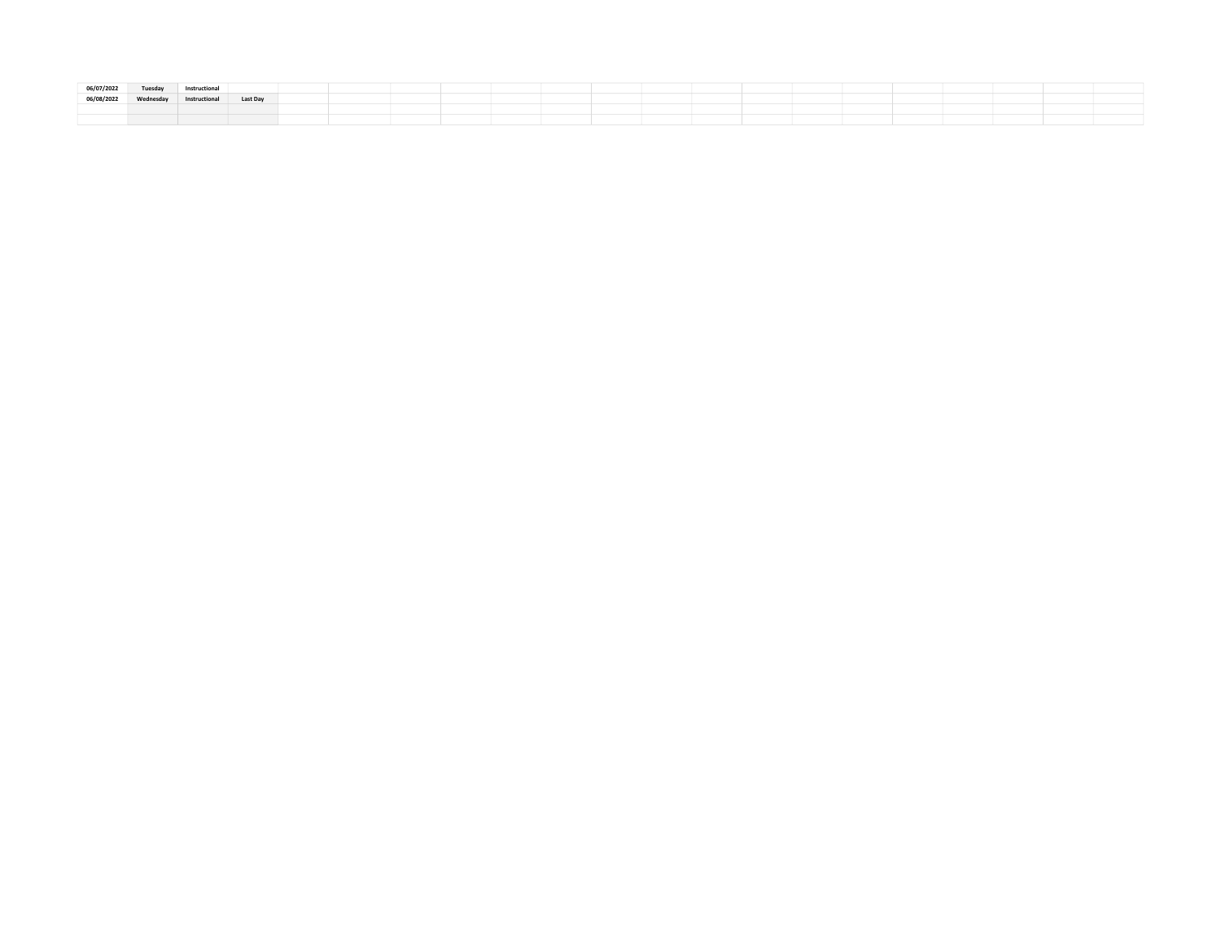| | | | | | | | | | | | | | | | | | | | | |
|---|---|---|---|---|---|---|---|---|---|---|---|---|---|---|---|---|---|---|---|---|
| 06/07/2022 | Tuesday | Instructional | | | | | | | | | | | | | | | | | | |
| 06/08/2022 | Wednesday | Instructional | Last Day | | | | | | | | | | | | | | | | | |
| | | | | | | | | | | | | | | | | | | | | |
| | | | | | | | | | | | | | | | | | | | | |